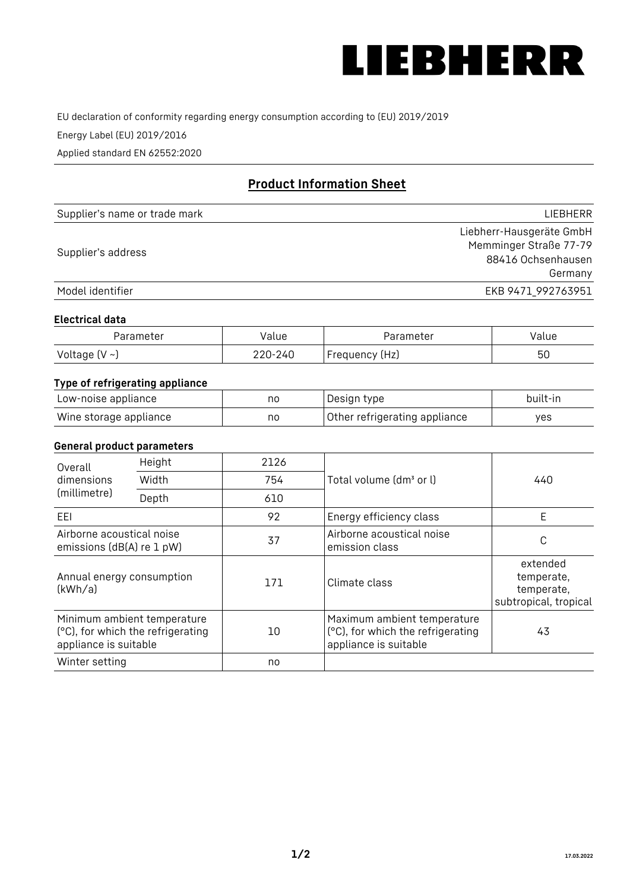LIEBHERR

EU declaration of conformity regarding energy consumption according to (EU) 2019/2019

Energy Label (EU) 2019/2016

Applied standard EN 62552:2020

## Product Information Sheet

| | |
|---|---|
| Supplier's name or trade mark | LIEBHERR |
| Supplier's address | Liebherr-Hausgeräte GmbH<br>Memminger Straße 77-79<br>88416 Ochsenhausen<br>Germany |
| Model identifier | EKB 9471_992763951 |

### Electrical data

| Parameter | Value | Parameter | Value |
|---|---|---|---|
| Voltage (V ~) | 220-240 | Frequency (Hz) | 50 |

### Type of refrigerating appliance

| | | | |
|---|---|---|---|
| Low-noise appliance | no | Design type | built-in |
| Wine storage appliance | no | Other refrigerating appliance | yes |

### General product parameters

| | | | | |
|---|---|---|---|---|
| Overall dimensions (millimetre) | Height | 2126 | Total volume (dm³ or l) | 440 |
| | Width | 754 | | |
| | Depth | 610 | | |
| EEI | | 92 | Energy efficiency class | E |
| Airborne acoustical noise emissions (dB(A) re 1 pW) | | 37 | Airborne acoustical noise emission class | C |
| Annual energy consumption (kWh/a) | | 171 | Climate class | extended temperate, temperate, subtropical, tropical |
| Minimum ambient temperature (°C), for which the refrigerating appliance is suitable | | 10 | Maximum ambient temperature (°C), for which the refrigerating appliance is suitable | 43 |
| Winter setting | | no | | |

17.03.2022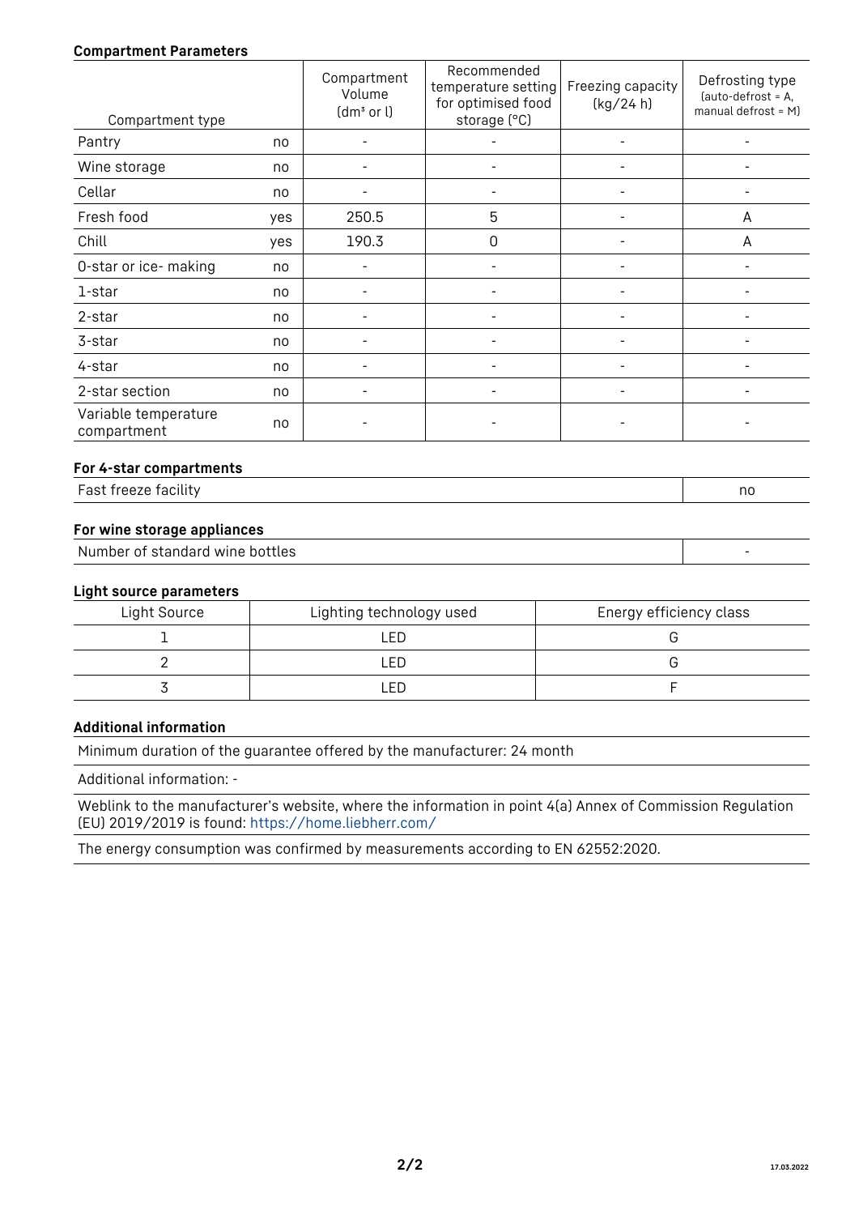**Compartment Parameters**

| Compartment type | | Compartment Volume (dm³ or l) | Recommended temperature setting for optimised food storage (°C) | Freezing capacity (kg/24 h) | Defrosting type (auto-defrost = A, manual defrost = M) |
|---|---|---|---|---|---|
| Pantry | no | - | - | - | - |
| Wine storage | no | - | - | - | - |
| Cellar | no | - | - | - | - |
| Fresh food | yes | 250.5 | 5 | - | A |
| Chill | yes | 190.3 | 0 | - | A |
| 0-star or ice- making | no | - | - | - | - |
| 1-star | no | - | - | - | - |
| 2-star | no | - | - | - | - |
| 3-star | no | - | - | - | - |
| 4-star | no | - | - | - | - |
| 2-star section | no | - | - | - | - |
| Variable temperature compartment | no | - | - | - | - |

**For 4-star compartments**

| | |
|---|---|
| Fast freeze facility | no |

**For wine storage appliances**

| | |
|---|---|
| Number of standard wine bottles | - |

**Light source parameters**

| Light Source | Lighting technology used | Energy efficiency class |
|---|---|---|
| 1 | LED | G |
| 2 | LED | G |
| 3 | LED | F |

**Additional information**

Minimum duration of the guarantee offered by the manufacturer: 24 month

Additional information: -

Weblink to the manufacturer's website, where the information in point 4(a) Annex of Commission Regulation (EU) 2019/2019 is found: https://home.liebherr.com/

The energy consumption was confirmed by measurements according to EN 62552:2020.

17.03.2022